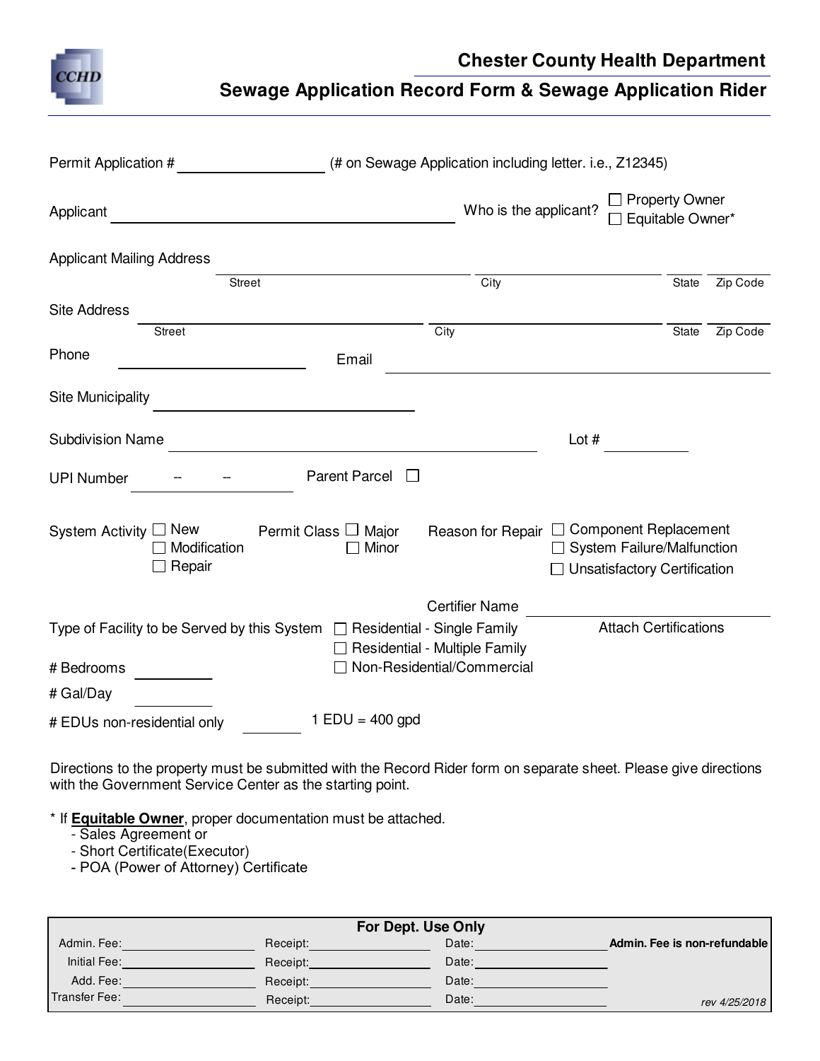CCHD

# Chester County Health Department

## Sewage Application Record Form & Sewage Application Rider

Permit Application # ____________________ (# on Sewage Application including letter. i.e., Z12345)

Applicant ______________________________________________ Who is the applicant? ☐ Property Owner ☐ Equitable Owner*

Applicant Mailing Address

| Street | City | State | Zip Code |
|---|---|---|---|
| | | | |

Site Address

| Street | City | State | Zip Code |
|---|---|---|---|
| | | | |

Phone ______________________ Email ______________________________________

Site Municipality ______________________________

Subdivision Name ______________________________________ Lot # __________

UPI Number ____ -- ____ -- ____ Parent Parcel ☐

System Activity ☐ New ☐ Modification ☐ Repair

Permit Class ☐ Major ☐ Minor

Reason for Repair ☐ Component Replacement ☐ System Failure/Malfunction ☐ Unsatisfactory Certification

Certifier Name ______________________________

Attach Certifications

Type of Facility to be Served by this System ☐ Residential - Single Family ☐ Residential - Multiple Family ☐ Non-Residential/Commercial

# Bedrooms __________

# Gal/Day __________

# EDUs non-residential only __________ 1 EDU = 400 gpd

Directions to the property must be submitted with the Record Rider form on separate sheet. Please give directions with the Government Service Center as the starting point.

\* If **Equitable Owner**, proper documentation must be attached.
- Sales Agreement or
- Short Certificate(Executor)
- POA (Power of Attorney) Certificate

| For Dept. Use Only | | | |
|---|---|---|---|
| Admin. Fee: | Receipt: | Date: | **Admin. Fee is non-refundable** |
| Initial Fee: | Receipt: | Date: | |
| Add. Fee: | Receipt: | Date: | |
| Transfer Fee: | Receipt: | Date: | rev 4/25/2018 |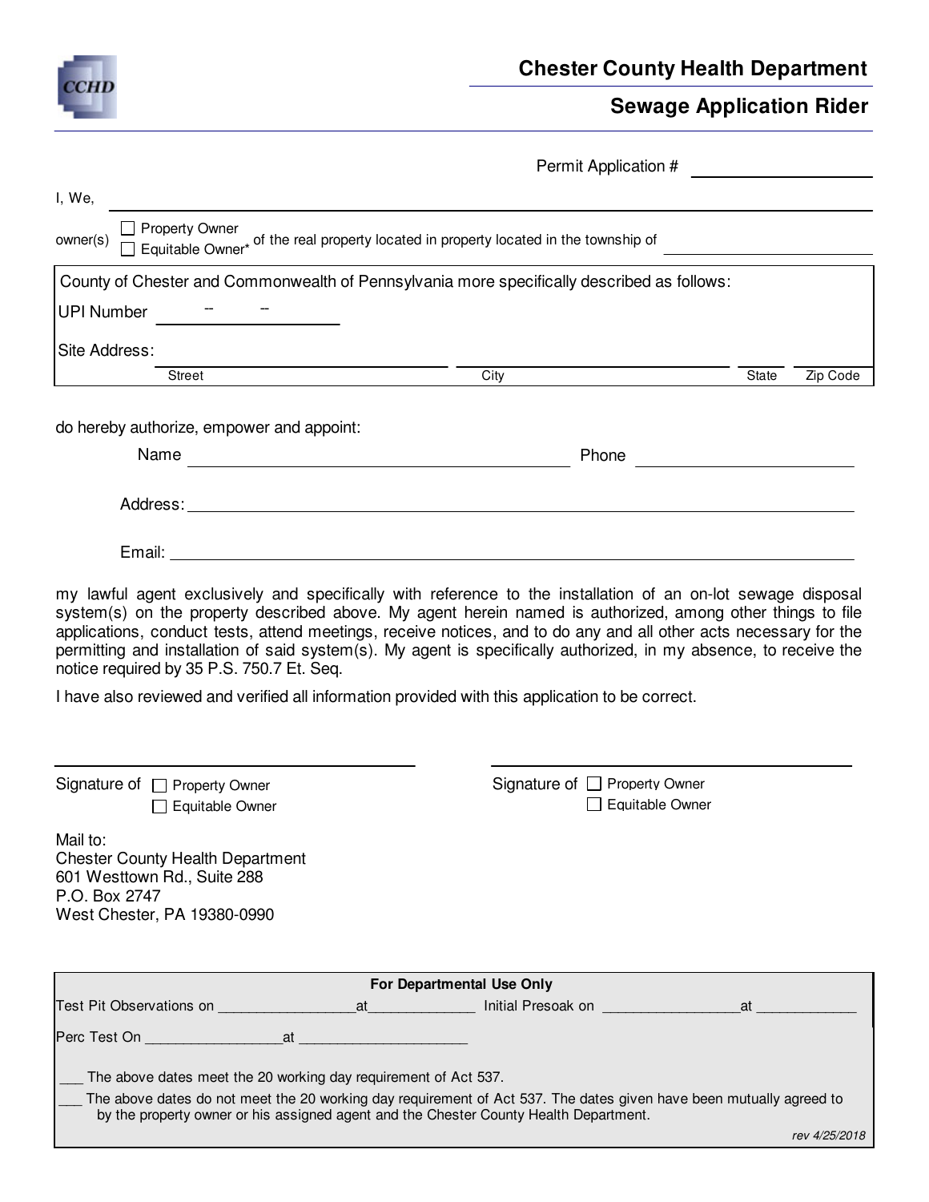CCHD

# Chester County Health Department

## Sewage Application Rider

Permit Application # ____________________

I, We, ________________________________________________________________________

owner(s) ☐ Property Owner ☐ Equitable Owner* of the real property located in property located in the township of ____________________

County of Chester and Commonwealth of Pennsylvania more specifically described as follows:

UPI Number ____ -- ____ -- ____

Site Address: ____________________ ____________________ ______ ________

Street City State Zip Code

do hereby authorize, empower and appoint:

Name ________________________________ Phone ____________________

Address: ________________________________________________________________

Email: __________________________________________________________________

my lawful agent exclusively and specifically with reference to the installation of an on-lot sewage disposal system(s) on the property described above. My agent herein named is authorized, among other things to file applications, conduct tests, attend meetings, receive notices, and to do any and all other acts necessary for the permitting and installation of said system(s). My agent is specifically authorized, in my absence, to receive the notice required by 35 P.S. 750.7 Et. Seq.

I have also reviewed and verified all information provided with this application to be correct.

________________________________ ________________________________

Signature of ☐ Property Owner ☐ Equitable Owner Signature of ☐ Property Owner ☐ Equitable Owner

Mail to:
Chester County Health Department
601 Westtown Rd., Suite 288
P.O. Box 2747
West Chester, PA 19380-0990

**For Departmental Use Only**

Test Pit Observations on _________________at_____________ Initial Presoak on _________________at ____________

Perc Test On _________________at _____________________

___ The above dates meet the 20 working day requirement of Act 537.

___ The above dates do not meet the 20 working day requirement of Act 537. The dates given have been mutually agreed to by the property owner or his assigned agent and the Chester County Health Department.

rev 4/25/2018